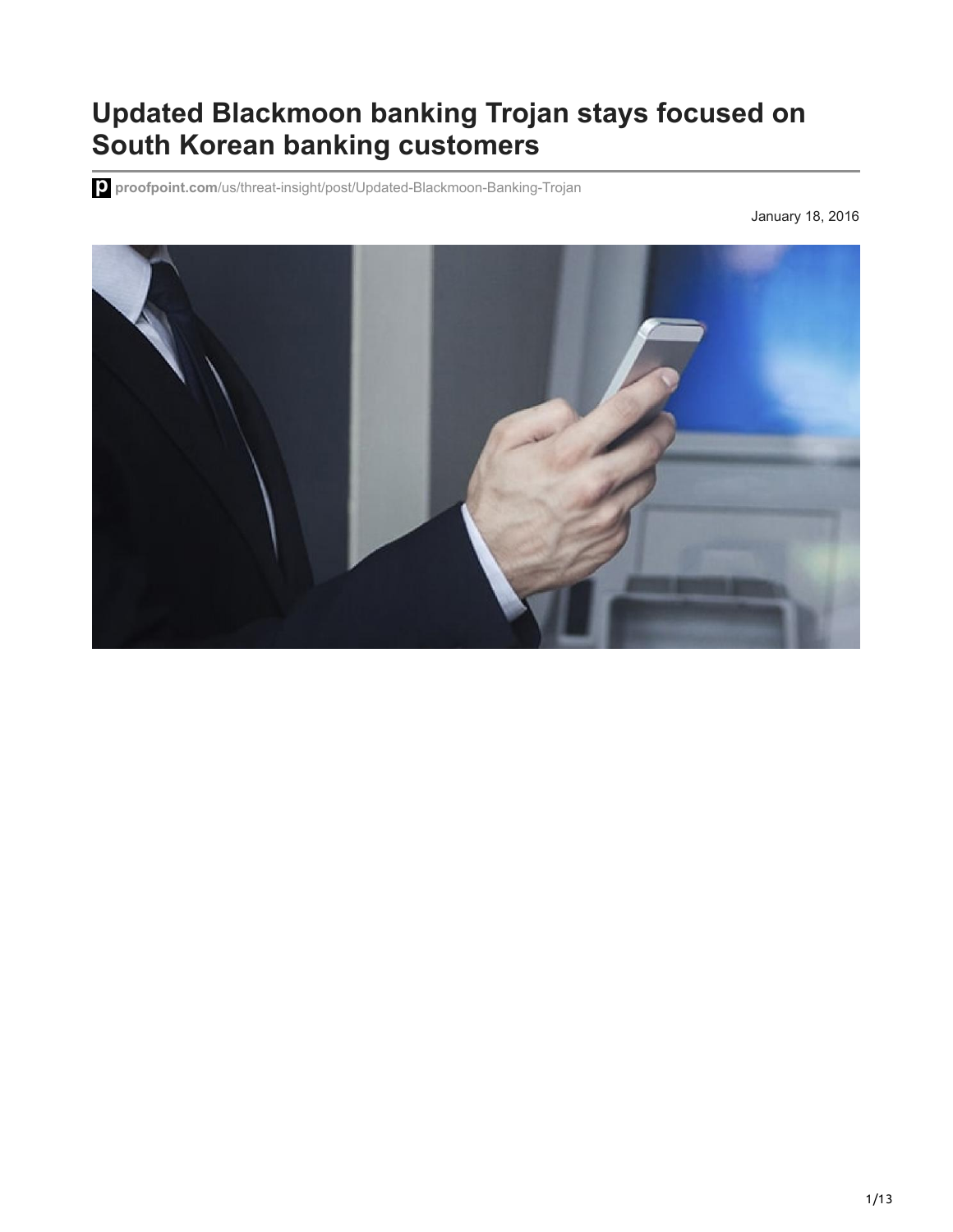# Updated Blackmoon banking Trojan stays focused on South Korean banking customers

proofpoint.com/us/threat-insight/post/Updated-Blackmoon-Banking-Trojan

January 18, 2016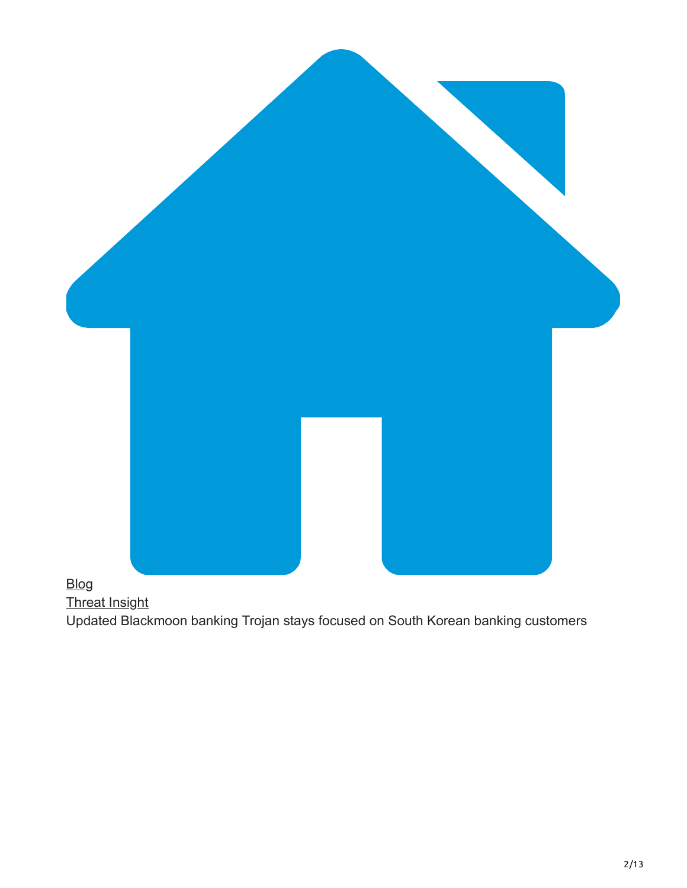[Blog](#)
[Threat Insight](#)
Updated Blackmoon banking Trojan stays focused on South Korean banking customers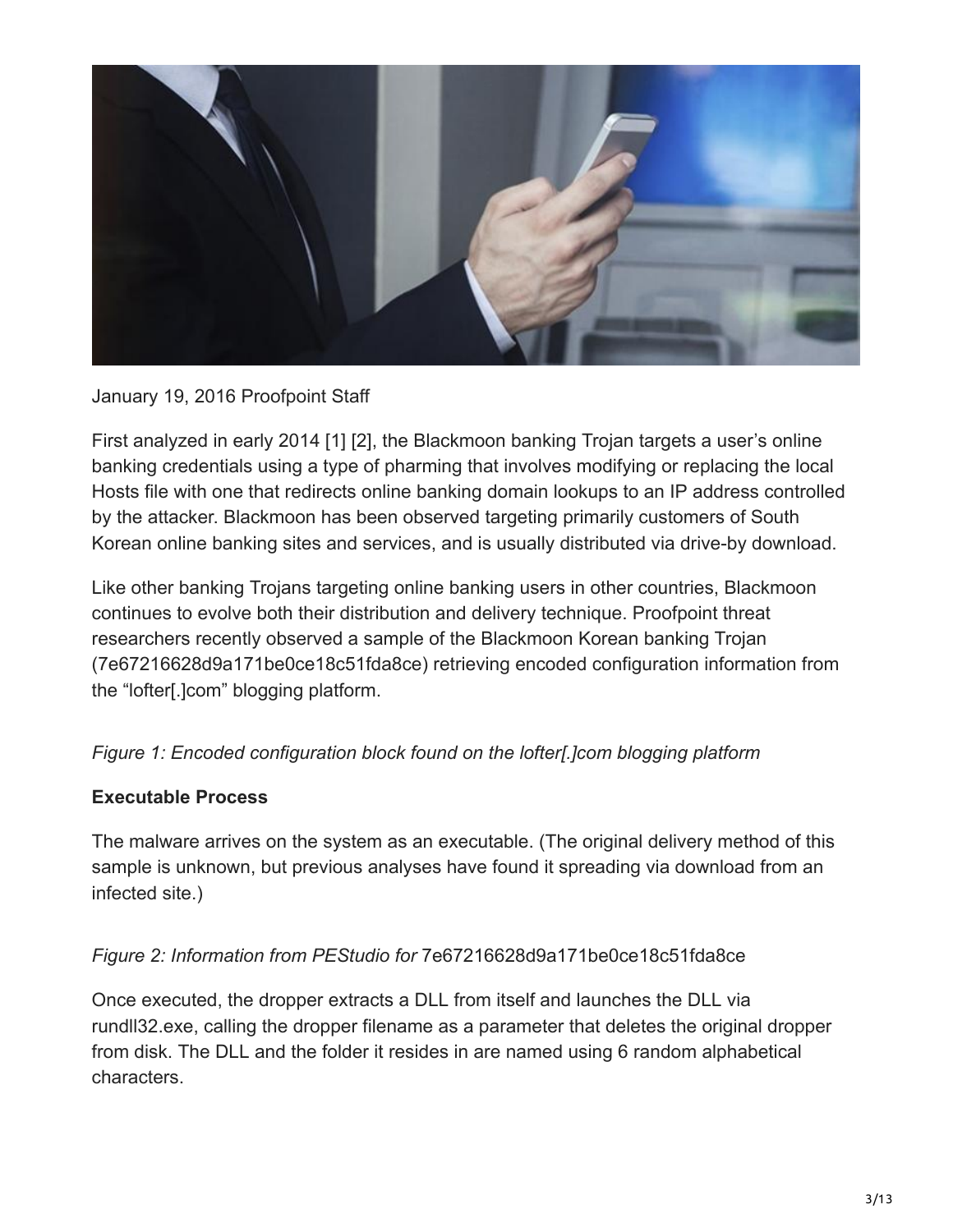January 19, 2016 Proofpoint Staff

First analyzed in early 2014 [1] [2], the Blackmoon banking Trojan targets a user's online banking credentials using a type of pharming that involves modifying or replacing the local Hosts file with one that redirects online banking domain lookups to an IP address controlled by the attacker. Blackmoon has been observed targeting primarily customers of South Korean online banking sites and services, and is usually distributed via drive-by download.

Like other banking Trojans targeting online banking users in other countries, Blackmoon continues to evolve both their distribution and delivery technique. Proofpoint threat researchers recently observed a sample of the Blackmoon Korean banking Trojan (7e67216628d9a171be0ce18c51fda8ce) retrieving encoded configuration information from the "lofter[.]com" blogging platform.

*Figure 1: Encoded configuration block found on the lofter[.]com blogging platform*

**Executable Process**

The malware arrives on the system as an executable. (The original delivery method of this sample is unknown, but previous analyses have found it spreading via download from an infected site.)

*Figure 2: Information from PEStudio for* 7e67216628d9a171be0ce18c51fda8ce

Once executed, the dropper extracts a DLL from itself and launches the DLL via rundll32.exe, calling the dropper filename as a parameter that deletes the original dropper from disk. The DLL and the folder it resides in are named using 6 random alphabetical characters.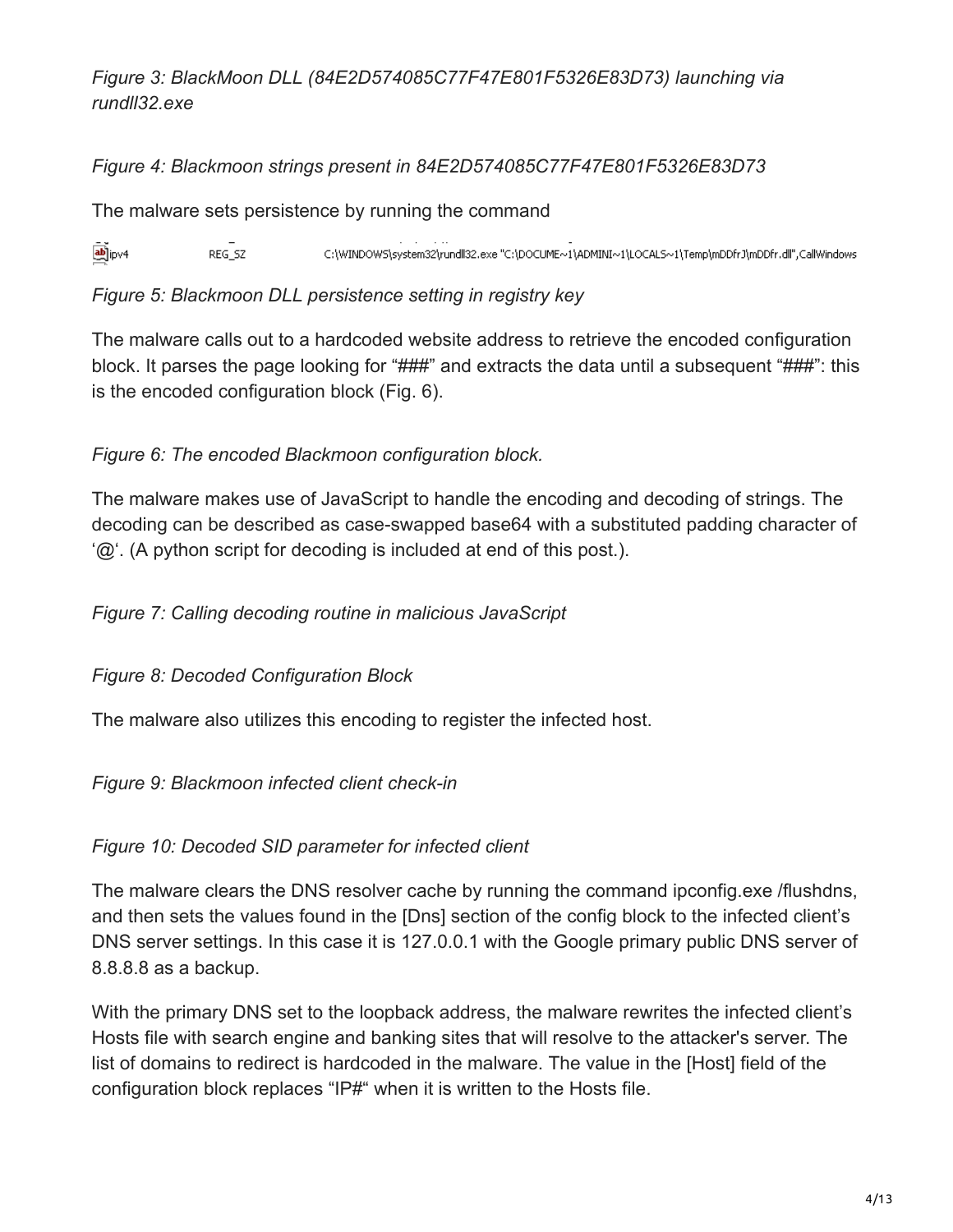*Figure 3: BlackMoon DLL (84E2D574085C77F47E801F5326E83D73) launching via rundll32.exe*

*Figure 4: Blackmoon strings present in 84E2D574085C77F47E801F5326E83D73*

The malware sets persistence by running the command

```
ipv4    REG_SZ    C:\WINDOWS\system32\rundll32.exe "C:\DOCUME~1\ADMINI~1\LOCALS~1\Temp\mDDfrJ\mDDfr.dll",CallWindows
```

*Figure 5: Blackmoon DLL persistence setting in registry key*

The malware calls out to a hardcoded website address to retrieve the encoded configuration block. It parses the page looking for "###" and extracts the data until a subsequent "###": this is the encoded configuration block (Fig. 6).

*Figure 6: The encoded Blackmoon configuration block.*

The malware makes use of JavaScript to handle the encoding and decoding of strings. The decoding can be described as case-swapped base64 with a substituted padding character of '@'. (A python script for decoding is included at end of this post.).

*Figure 7: Calling decoding routine in malicious JavaScript*

*Figure 8: Decoded Configuration Block*

The malware also utilizes this encoding to register the infected host.

*Figure 9: Blackmoon infected client check-in*

*Figure 10: Decoded SID parameter for infected client*

The malware clears the DNS resolver cache by running the command ipconfig.exe /flushdns, and then sets the values found in the [Dns] section of the config block to the infected client's DNS server settings. In this case it is 127.0.0.1 with the Google primary public DNS server of 8.8.8.8 as a backup.

With the primary DNS set to the loopback address, the malware rewrites the infected client's Hosts file with search engine and banking sites that will resolve to the attacker's server. The list of domains to redirect is hardcoded in the malware. The value in the [Host] field of the configuration block replaces "IP#" when it is written to the Hosts file.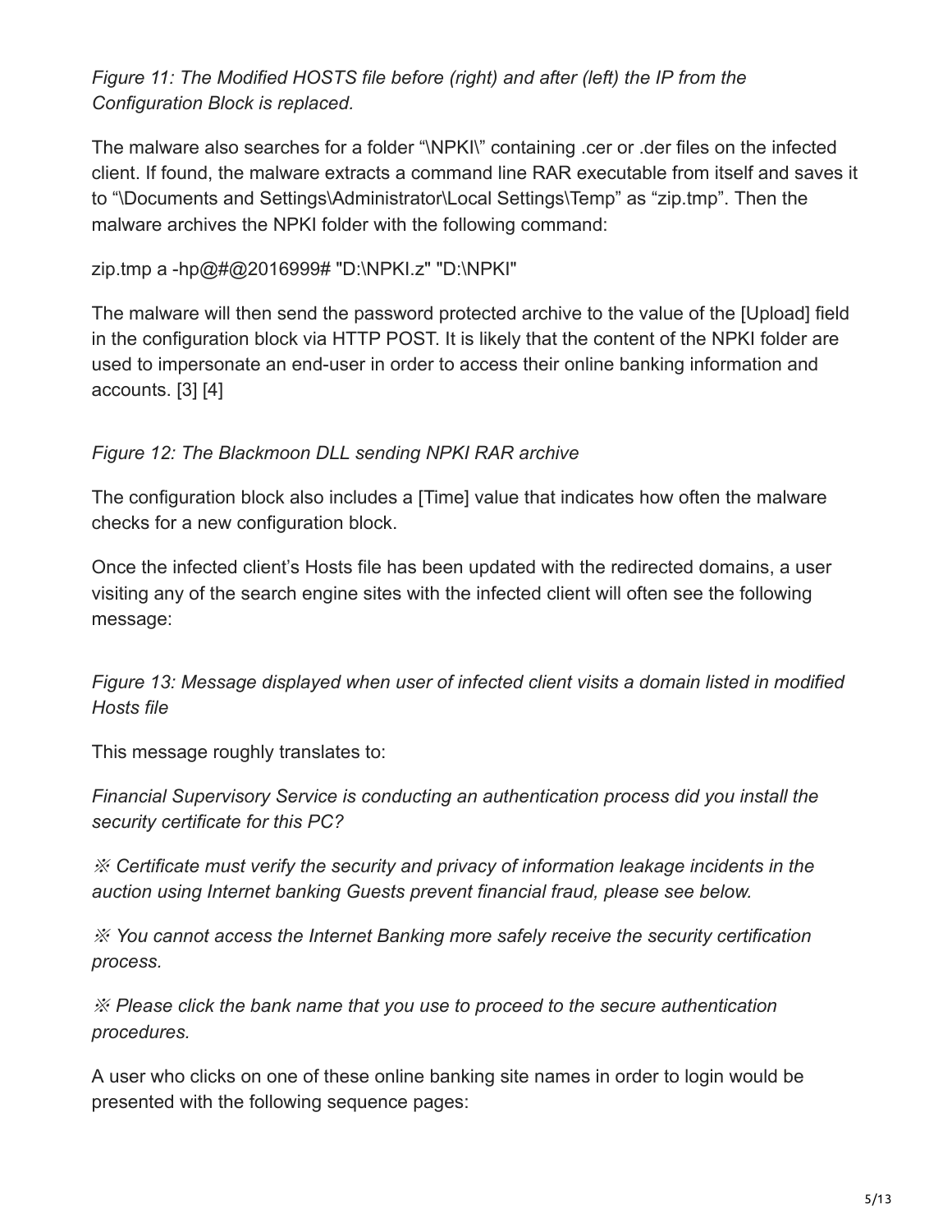*Figure 11: The Modified HOSTS file before (right) and after (left) the IP from the Configuration Block is replaced.*

The malware also searches for a folder "\NPKI\" containing .cer or .der files on the infected client. If found, the malware extracts a command line RAR executable from itself and saves it to "\Documents and Settings\Administrator\Local Settings\Temp" as "zip.tmp". Then the malware archives the NPKI folder with the following command:

```
zip.tmp a -hp@#@2016999# "D:\NPKI.z" "D:\NPKI"
```

The malware will then send the password protected archive to the value of the [Upload] field in the configuration block via HTTP POST. It is likely that the content of the NPKI folder are used to impersonate an end-user in order to access their online banking information and accounts. [3] [4]

*Figure 12: The Blackmoon DLL sending NPKI RAR archive*

The configuration block also includes a [Time] value that indicates how often the malware checks for a new configuration block.

Once the infected client's Hosts file has been updated with the redirected domains, a user visiting any of the search engine sites with the infected client will often see the following message:

*Figure 13: Message displayed when user of infected client visits a domain listed in modified Hosts file*

This message roughly translates to:

*Financial Supervisory Service is conducting an authentication process did you install the security certificate for this PC?*

*※ Certificate must verify the security and privacy of information leakage incidents in the auction using Internet banking Guests prevent financial fraud, please see below.*

*※ You cannot access the Internet Banking more safely receive the security certification process.*

*※ Please click the bank name that you use to proceed to the secure authentication procedures.*

A user who clicks on one of these online banking site names in order to login would be presented with the following sequence pages: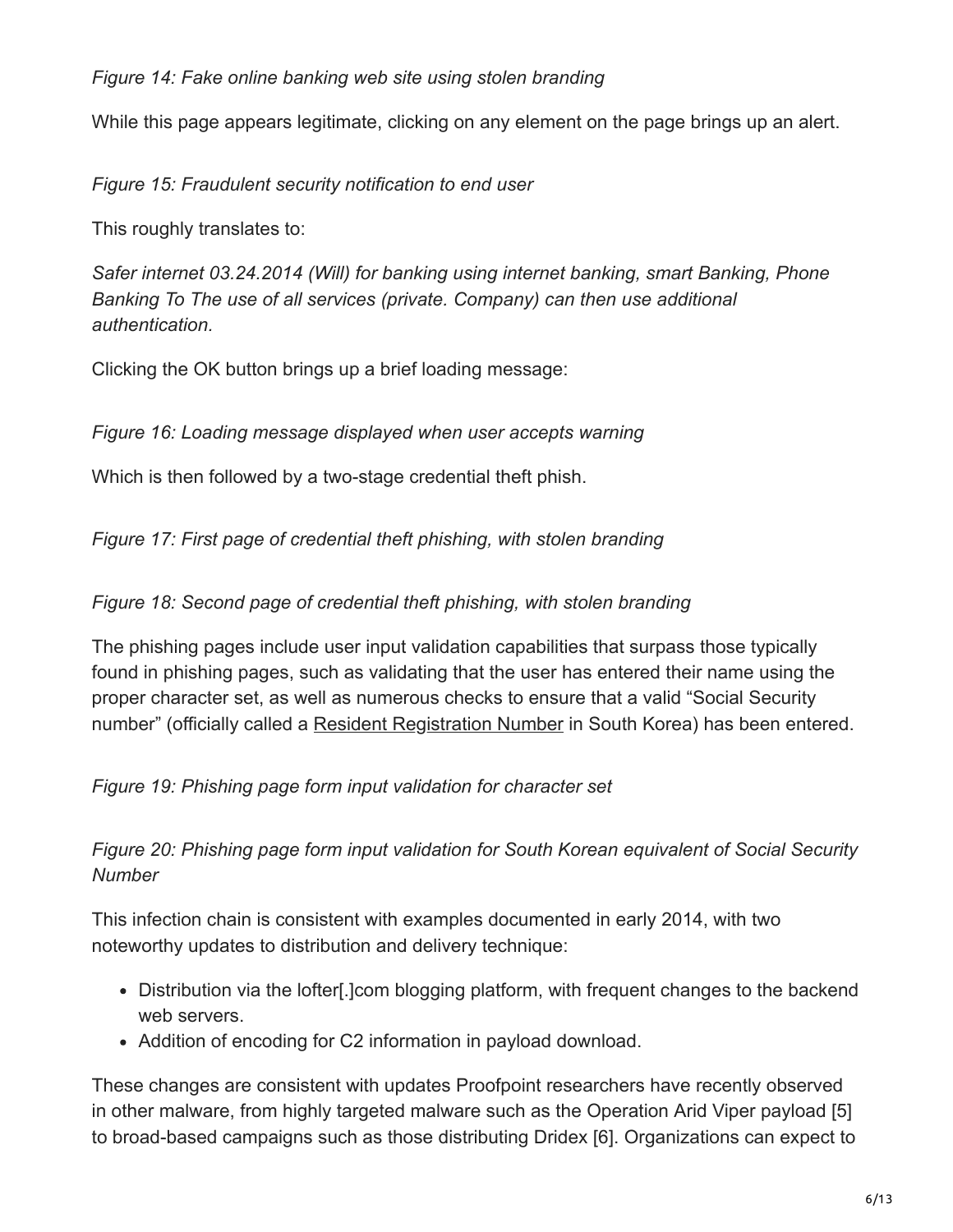*Figure 14: Fake online banking web site using stolen branding*

While this page appears legitimate, clicking on any element on the page brings up an alert.

*Figure 15: Fraudulent security notification to end user*

This roughly translates to:

*Safer internet 03.24.2014 (Will) for banking using internet banking, smart Banking, Phone Banking To The use of all services (private. Company) can then use additional authentication.*

Clicking the OK button brings up a brief loading message:

*Figure 16: Loading message displayed when user accepts warning*

Which is then followed by a two-stage credential theft phish.

*Figure 17: First page of credential theft phishing, with stolen branding*

*Figure 18: Second page of credential theft phishing, with stolen branding*

The phishing pages include user input validation capabilities that surpass those typically found in phishing pages, such as validating that the user has entered their name using the proper character set, as well as numerous checks to ensure that a valid "Social Security number" (officially called a Resident Registration Number in South Korea) has been entered.

*Figure 19: Phishing page form input validation for character set*

*Figure 20: Phishing page form input validation for South Korean equivalent of Social Security Number*

This infection chain is consistent with examples documented in early 2014, with two noteworthy updates to distribution and delivery technique:

- Distribution via the lofter[.]com blogging platform, with frequent changes to the backend web servers.
- Addition of encoding for C2 information in payload download.

These changes are consistent with updates Proofpoint researchers have recently observed in other malware, from highly targeted malware such as the Operation Arid Viper payload [5] to broad-based campaigns such as those distributing Dridex [6]. Organizations can expect to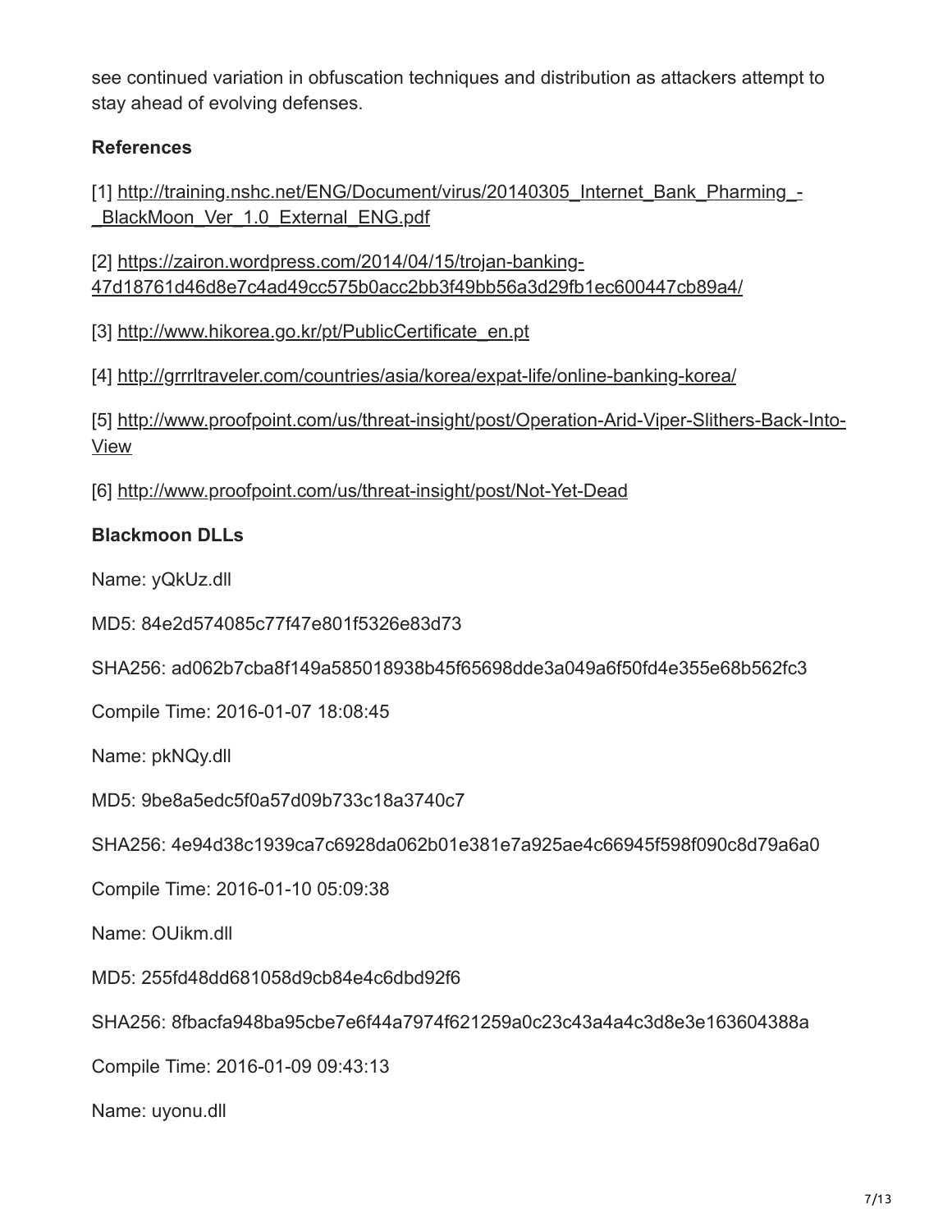see continued variation in obfuscation techniques and distribution as attackers attempt to stay ahead of evolving defenses.

**References**

[1] http://training.nshc.net/ENG/Document/virus/20140305_Internet_Bank_Pharming_-_BlackMoon_Ver_1.0_External_ENG.pdf

[2] https://zairon.wordpress.com/2014/04/15/trojan-banking-47d18761d46d8e7c4ad49cc575b0acc2bb3f49bb56a3d29fb1ec600447cb89a4/

[3] http://www.hikorea.go.kr/pt/PublicCertificate_en.pt

[4] http://grrrltraveler.com/countries/asia/korea/expat-life/online-banking-korea/

[5] http://www.proofpoint.com/us/threat-insight/post/Operation-Arid-Viper-Slithers-Back-Into-View

[6] http://www.proofpoint.com/us/threat-insight/post/Not-Yet-Dead

**Blackmoon DLLs**

Name: yQkUz.dll

MD5: 84e2d574085c77f47e801f5326e83d73

SHA256: ad062b7cba8f149a585018938b45f65698dde3a049a6f50fd4e355e68b562fc3

Compile Time: 2016-01-07 18:08:45

Name: pkNQy.dll

MD5: 9be8a5edc5f0a57d09b733c18a3740c7

SHA256: 4e94d38c1939ca7c6928da062b01e381e7a925ae4c66945f598f090c8d79a6a0

Compile Time: 2016-01-10 05:09:38

Name: OUikm.dll

MD5: 255fd48dd681058d9cb84e4c6dbd92f6

SHA256: 8fbacfa948ba95cbe7e6f44a7974f621259a0c23c43a4a4c3d8e3e163604388a

Compile Time: 2016-01-09 09:43:13

Name: uyonu.dll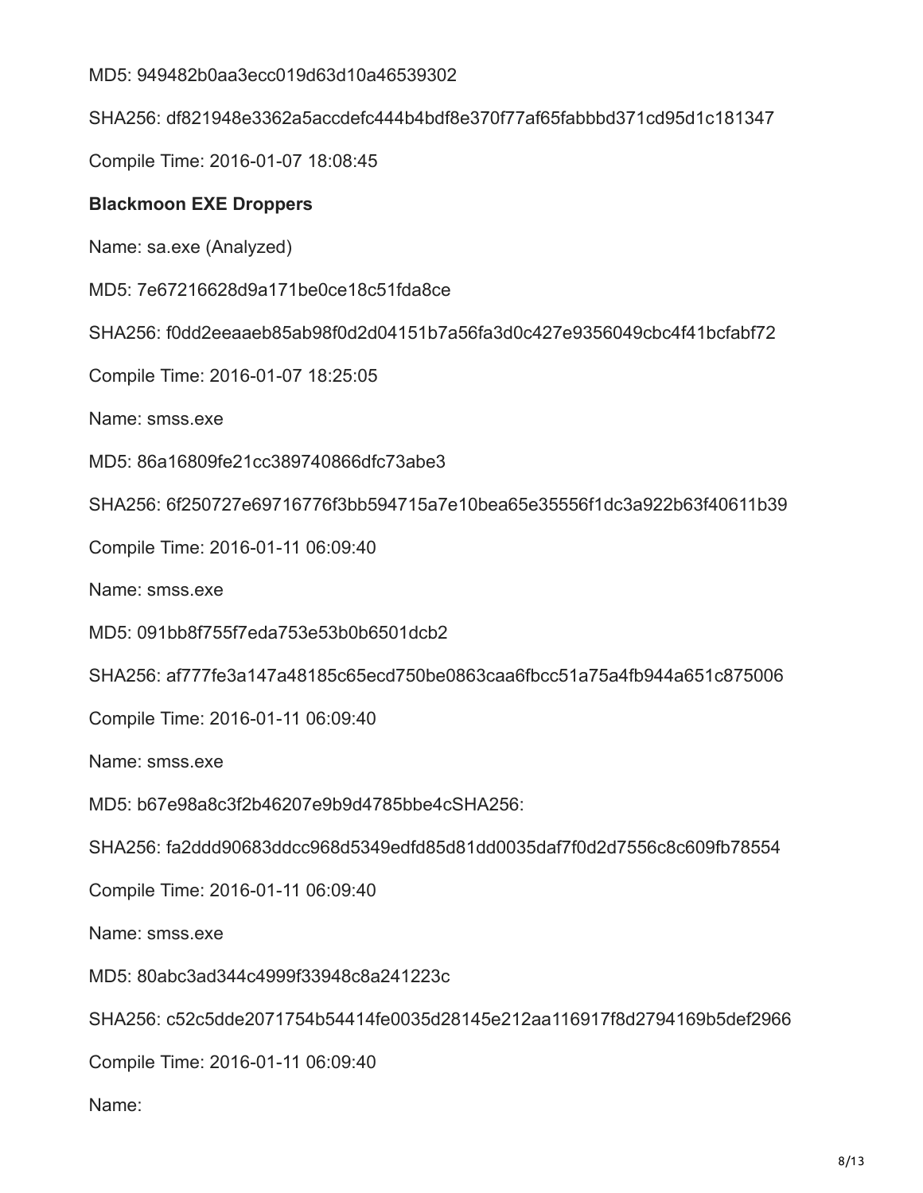MD5: 949482b0aa3ecc019d63d10a46539302

SHA256: df821948e3362a5accdefc444b4bdf8e370f77af65fabbbd371cd95d1c181347

Compile Time: 2016-01-07 18:08:45

**Blackmoon EXE Droppers**

Name: sa.exe (Analyzed)

MD5: 7e67216628d9a171be0ce18c51fda8ce

SHA256: f0dd2eeaaeb85ab98f0d2d04151b7a56fa3d0c427e9356049cbc4f41bcfabf72

Compile Time: 2016-01-07 18:25:05

Name: smss.exe

MD5: 86a16809fe21cc389740866dfc73abe3

SHA256: 6f250727e69716776f3bb594715a7e10bea65e35556f1dc3a922b63f40611b39

Compile Time: 2016-01-11 06:09:40

Name: smss.exe

MD5: 091bb8f755f7eda753e53b0b6501dcb2

SHA256: af777fe3a147a48185c65ecd750be0863caa6fbcc51a75a4fb944a651c875006

Compile Time: 2016-01-11 06:09:40

Name: smss.exe

MD5: b67e98a8c3f2b46207e9b9d4785bbe4cSHA256:

SHA256: fa2ddd90683ddcc968d5349edfd85d81dd0035daf7f0d2d7556c8c609fb78554

Compile Time: 2016-01-11 06:09:40

Name: smss.exe

MD5: 80abc3ad344c4999f33948c8a241223c

SHA256: c52c5dde2071754b54414fe0035d28145e212aa116917f8d2794169b5def2966

Compile Time: 2016-01-11 06:09:40

Name: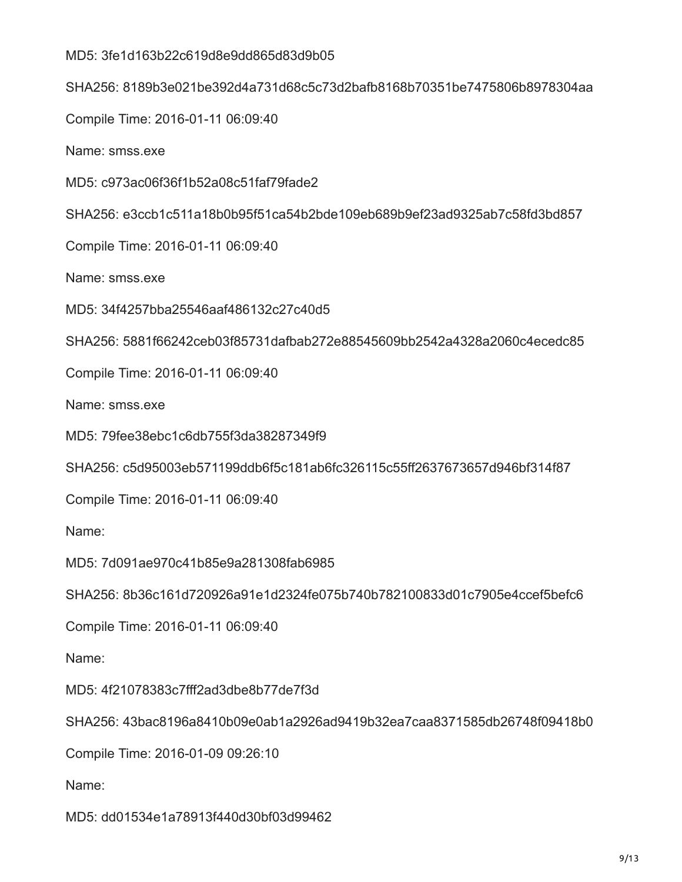MD5: 3fe1d163b22c619d8e9dd865d83d9b05

SHA256: 8189b3e021be392d4a731d68c5c73d2bafb8168b70351be7475806b8978304aa

Compile Time: 2016-01-11 06:09:40

Name: smss.exe

MD5: c973ac06f36f1b52a08c51faf79fade2

SHA256: e3ccb1c511a18b0b95f51ca54b2bde109eb689b9ef23ad9325ab7c58fd3bd857

Compile Time: 2016-01-11 06:09:40

Name: smss.exe

MD5: 34f4257bba25546aaf486132c27c40d5

SHA256: 5881f66242ceb03f85731dafbab272e88545609bb2542a4328a2060c4ecedc85

Compile Time: 2016-01-11 06:09:40

Name: smss.exe

MD5: 79fee38ebc1c6db755f3da38287349f9

SHA256: c5d95003eb571199ddb6f5c181ab6fc326115c55ff2637673657d946bf314f87

Compile Time: 2016-01-11 06:09:40

Name:

MD5: 7d091ae970c41b85e9a281308fab6985

SHA256: 8b36c161d720926a91e1d2324fe075b740b782100833d01c7905e4ccef5befc6

Compile Time: 2016-01-11 06:09:40

Name:

MD5: 4f21078383c7fff2ad3dbe8b77de7f3d

SHA256: 43bac8196a8410b09e0ab1a2926ad9419b32ea7caa8371585db26748f09418b0

Compile Time: 2016-01-09 09:26:10

Name:

MD5: dd01534e1a78913f440d30bf03d99462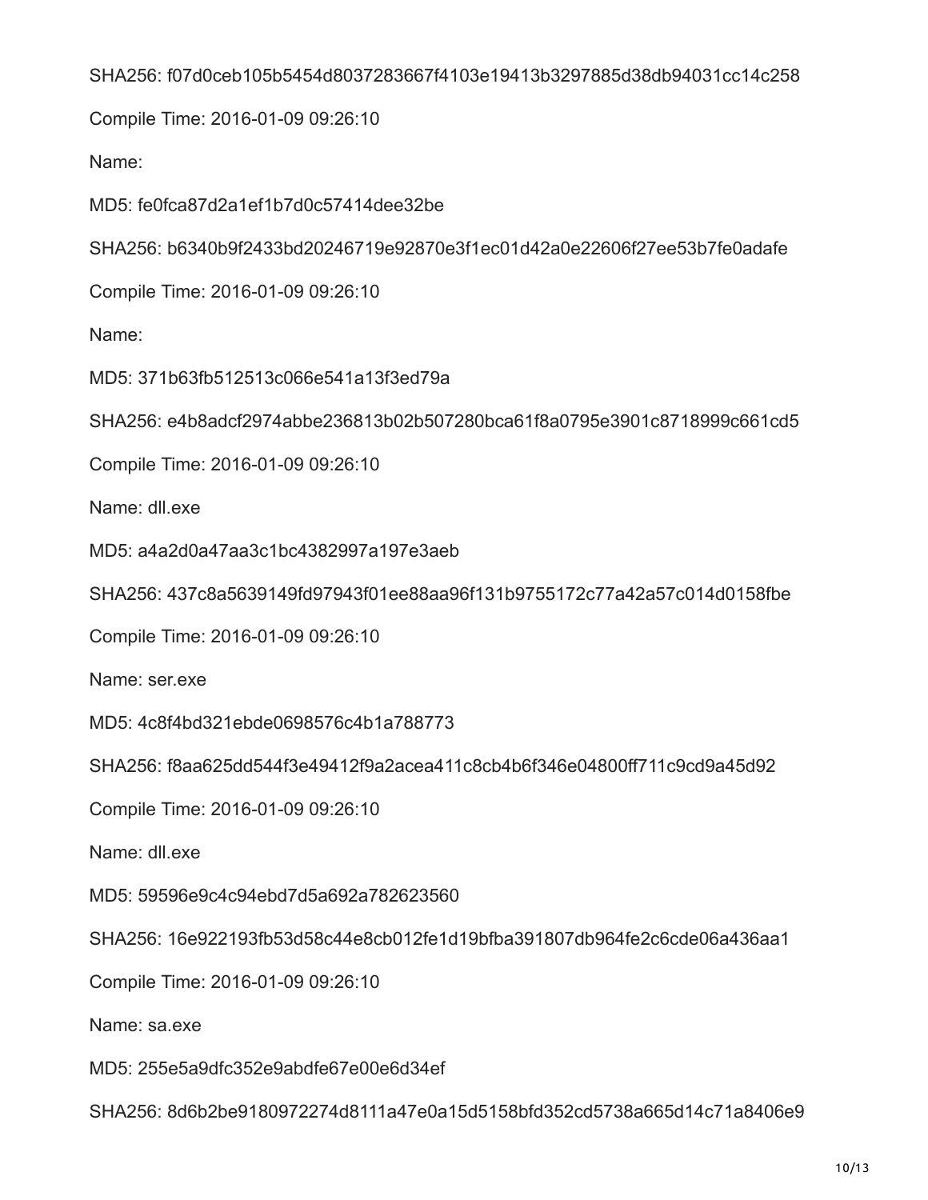SHA256: f07d0ceb105b5454d8037283667f4103e19413b3297885d38db94031cc14c258

Compile Time: 2016-01-09 09:26:10

Name:

MD5: fe0fca87d2a1ef1b7d0c57414dee32be

SHA256: b6340b9f2433bd20246719e92870e3f1ec01d42a0e22606f27ee53b7fe0adafe

Compile Time: 2016-01-09 09:26:10

Name:

MD5: 371b63fb512513c066e541a13f3ed79a

SHA256: e4b8adcf2974abbe236813b02b507280bca61f8a0795e3901c8718999c661cd5

Compile Time: 2016-01-09 09:26:10

Name: dll.exe

MD5: a4a2d0a47aa3c1bc4382997a197e3aeb

SHA256: 437c8a5639149fd97943f01ee88aa96f131b9755172c77a42a57c014d0158fbe

Compile Time: 2016-01-09 09:26:10

Name: ser.exe

MD5: 4c8f4bd321ebde0698576c4b1a788773

SHA256: f8aa625dd544f3e49412f9a2acea411c8cb4b6f346e04800ff711c9cd9a45d92

Compile Time: 2016-01-09 09:26:10

Name: dll.exe

MD5: 59596e9c4c94ebd7d5a692a782623560

SHA256: 16e922193fb53d58c44e8cb012fe1d19bfba391807db964fe2c6cde06a436aa1

Compile Time: 2016-01-09 09:26:10

Name: sa.exe

MD5: 255e5a9dfc352e9abdfe67e00e6d34ef

SHA256: 8d6b2be9180972274d8111a47e0a15d5158bfd352cd5738a665d14c71a8406e9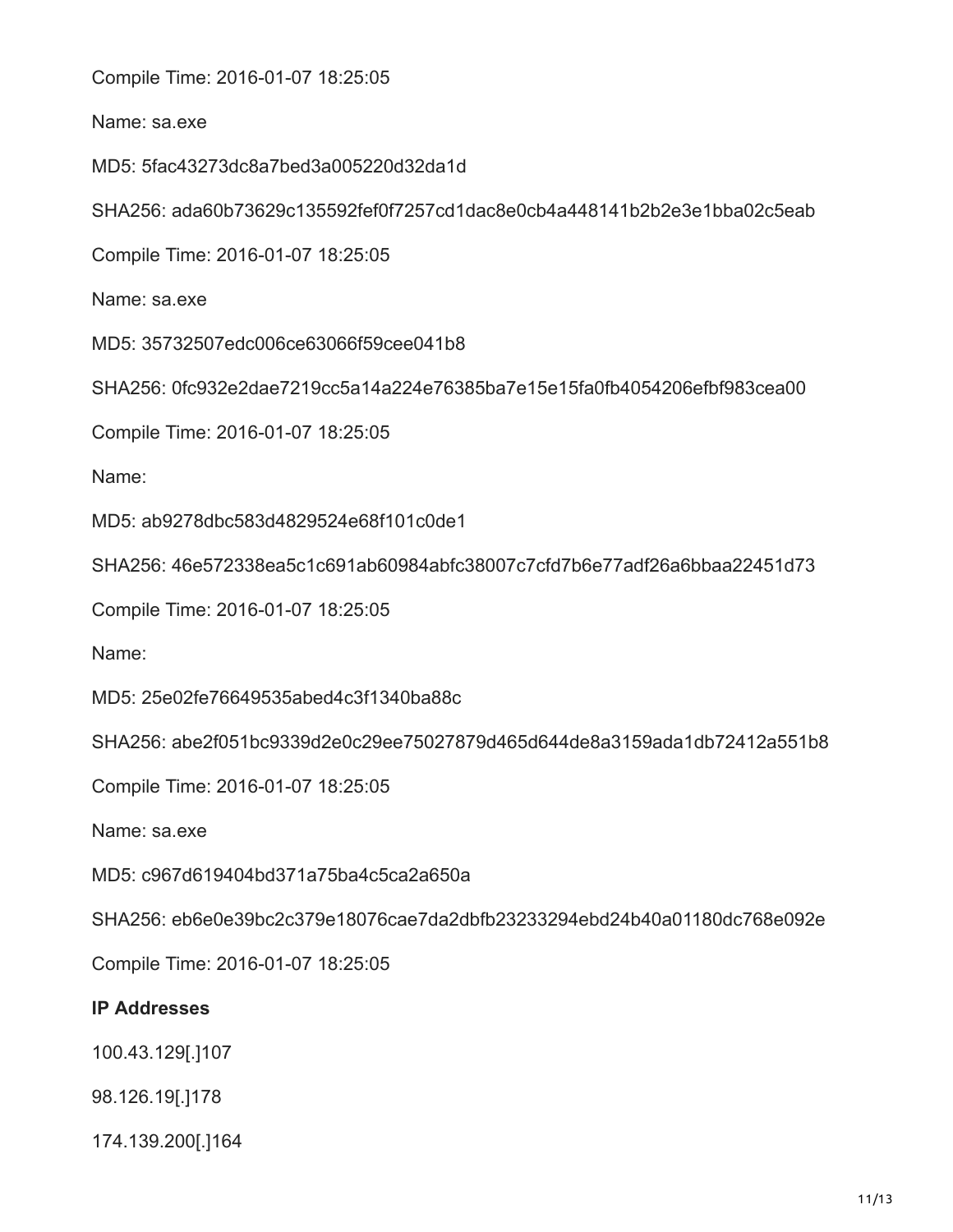Compile Time: 2016-01-07 18:25:05

Name: sa.exe

MD5: 5fac43273dc8a7bed3a005220d32da1d

SHA256: ada60b73629c135592fef0f7257cd1dac8e0cb4a448141b2b2e3e1bba02c5eab

Compile Time: 2016-01-07 18:25:05

Name: sa.exe

MD5: 35732507edc006ce63066f59cee041b8

SHA256: 0fc932e2dae7219cc5a14a224e76385ba7e15e15fa0fb4054206efbf983cea00

Compile Time: 2016-01-07 18:25:05

Name:

MD5: ab9278dbc583d4829524e68f101c0de1

SHA256: 46e572338ea5c1c691ab60984abfc38007c7cfd7b6e77adf26a6bbaa22451d73

Compile Time: 2016-01-07 18:25:05

Name:

MD5: 25e02fe76649535abed4c3f1340ba88c

SHA256: abe2f051bc9339d2e0c29ee75027879d465d644de8a3159ada1db72412a551b8

Compile Time: 2016-01-07 18:25:05

Name: sa.exe

MD5: c967d619404bd371a75ba4c5ca2a650a

SHA256: eb6e0e39bc2c379e18076cae7da2dbfb23233294ebd24b40a01180dc768e092e

Compile Time: 2016-01-07 18:25:05

**IP Addresses**

100.43.129[.]107

98.126.19[.]178

174.139.200[.]164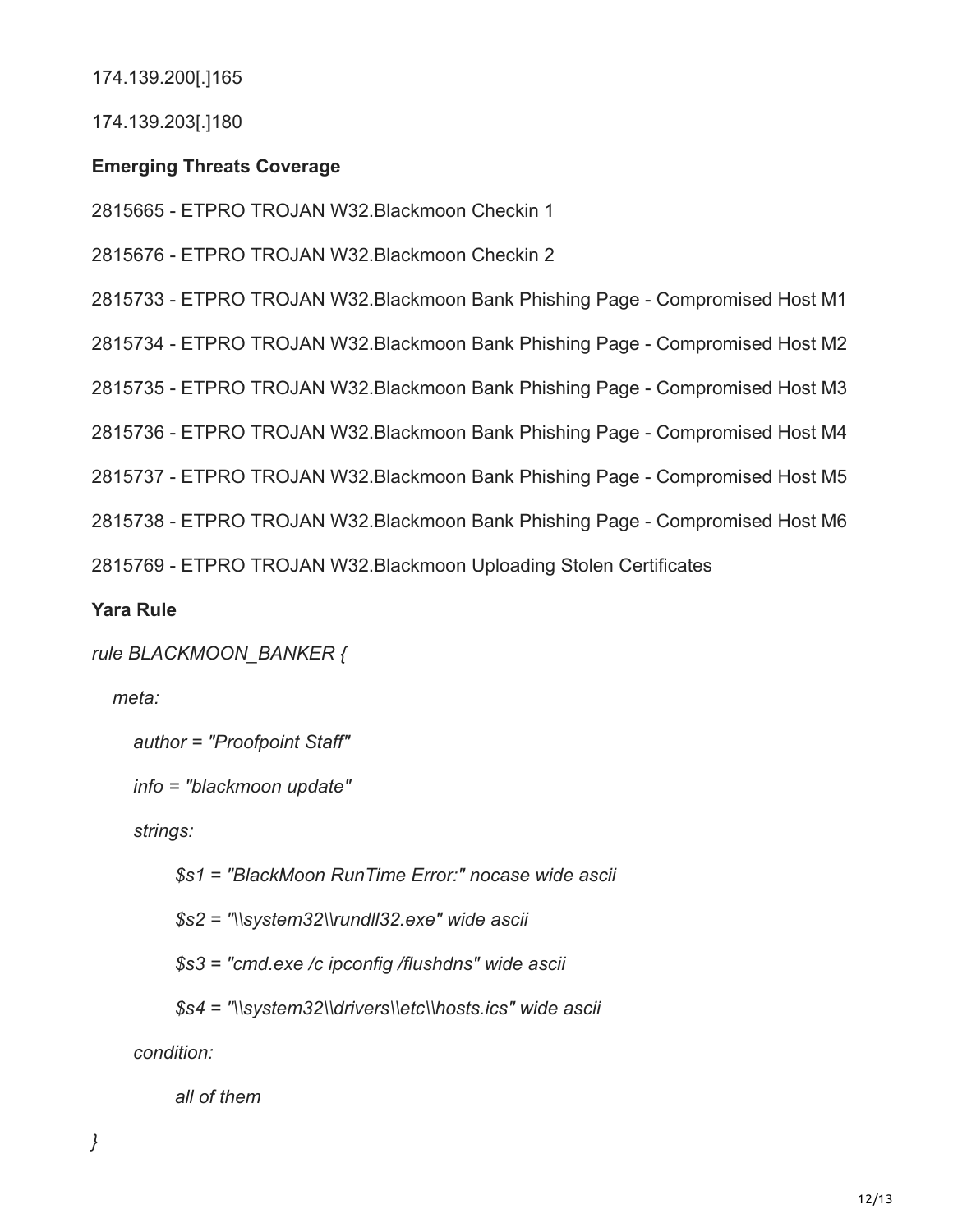174.139.200[.]165

174.139.203[.]180

**Emerging Threats Coverage**

2815665 - ETPRO TROJAN W32.Blackmoon Checkin 1

2815676 - ETPRO TROJAN W32.Blackmoon Checkin 2

2815733 - ETPRO TROJAN W32.Blackmoon Bank Phishing Page - Compromised Host M1

2815734 - ETPRO TROJAN W32.Blackmoon Bank Phishing Page - Compromised Host M2

2815735 - ETPRO TROJAN W32.Blackmoon Bank Phishing Page - Compromised Host M3

2815736 - ETPRO TROJAN W32.Blackmoon Bank Phishing Page - Compromised Host M4

2815737 - ETPRO TROJAN W32.Blackmoon Bank Phishing Page - Compromised Host M5

2815738 - ETPRO TROJAN W32.Blackmoon Bank Phishing Page - Compromised Host M6

2815769 - ETPRO TROJAN W32.Blackmoon Uploading Stolen Certificates

**Yara Rule**

```
rule BLACKMOON_BANKER {
  meta:
    author = "Proofpoint Staff"
    info = "blackmoon update"
    strings:
      $s1 = "BlackMoon RunTime Error:" nocase wide ascii
      $s2 = "\\system32\\rundll32.exe" wide ascii
      $s3 = "cmd.exe /c ipconfig /flushdns" wide ascii
      $s4 = "\\system32\\drivers\\etc\\hosts.ics" wide ascii
    condition:
      all of them
}
```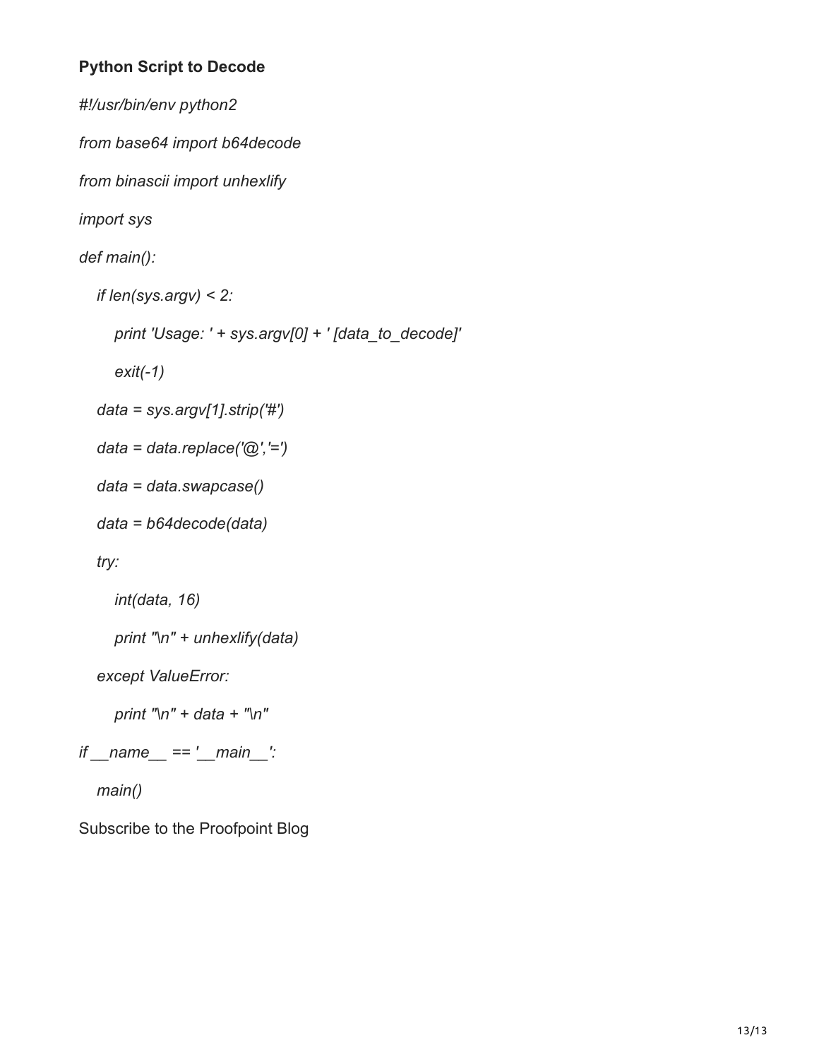**Python Script to Decode**

```
#!/usr/bin/env python2

from base64 import b64decode

from binascii import unhexlify

import sys

def main():

    if len(sys.argv) < 2:

        print 'Usage: ' + sys.argv[0] + ' [data_to_decode]'

        exit(-1)

    data = sys.argv[1].strip('#')

    data = data.replace('@','=')

    data = data.swapcase()

    data = b64decode(data)

    try:

        int(data, 16)

        print "\n" + unhexlify(data)

    except ValueError:

        print "\n" + data + "\n"

if __name__ == '__main__':

    main()
```

Subscribe to the Proofpoint Blog